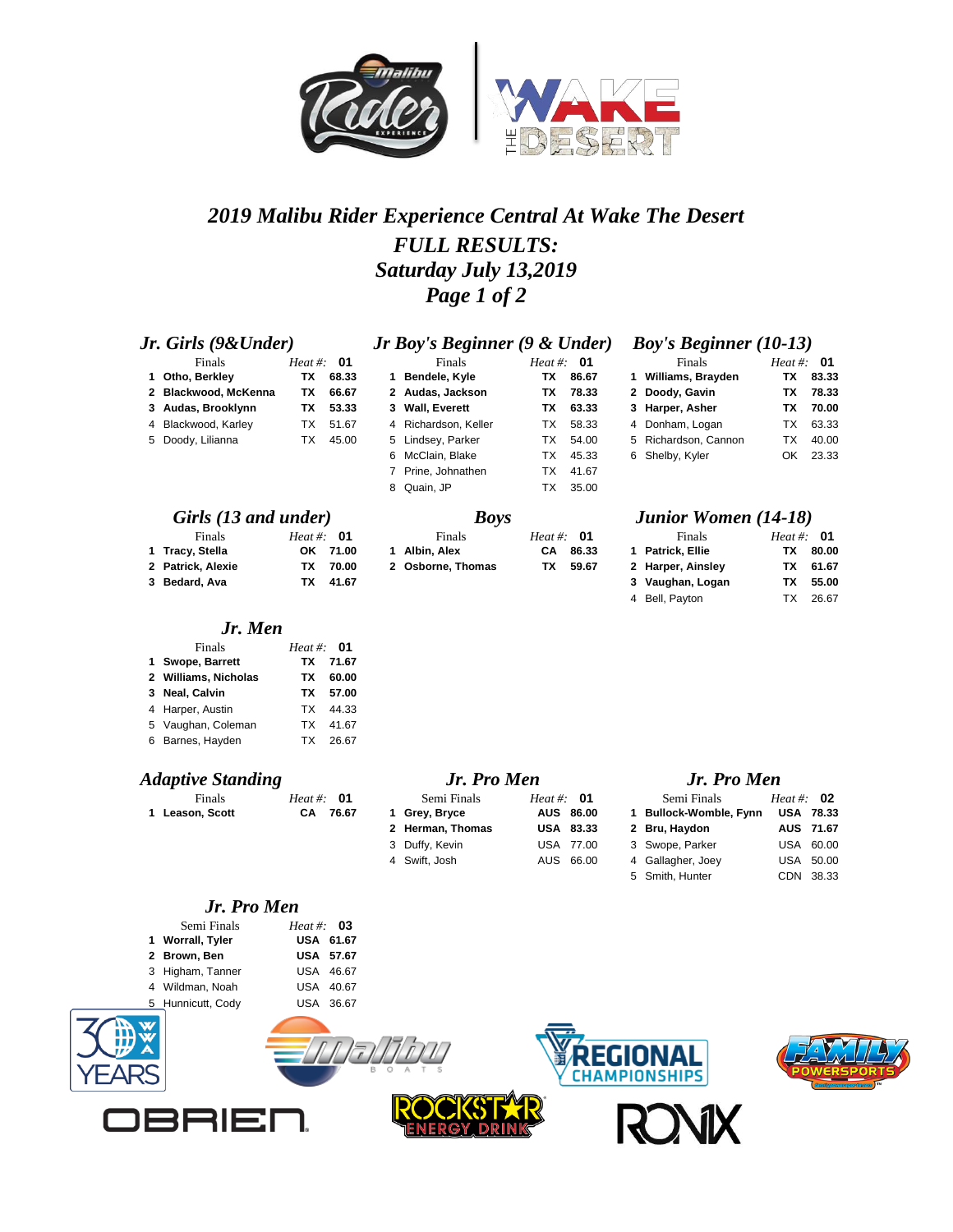# 2019 Malibu Rider Experience Central At Wake The Desert

## FULL RESULTS:

## Saturday July 13,2019

## Page 1 of 2

### Jr. Girls (9&Under)

| Finals | | Heat #: 01 | |
|---|---|---|---|
| 1 | **Otho, Berkley** | **TX** | **68.33** |
| 2 | **Blackwood, McKenna** | **TX** | **66.67** |
| 3 | **Audas, Brooklynn** | **TX** | **53.33** |
| 4 | Blackwood, Karley | TX | 51.67 |
| 5 | Doody, Lilianna | TX | 45.00 |

### Jr Boy's Beginner (9 & Under)

| Finals | | Heat #: 01 | |
|---|---|---|---|
| 1 | **Bendele, Kyle** | **TX** | **86.67** |
| 2 | **Audas, Jackson** | **TX** | **78.33** |
| 3 | **Wall, Everett** | **TX** | **63.33** |
| 4 | Richardson, Keller | TX | 58.33 |
| 5 | Lindsey, Parker | TX | 54.00 |
| 6 | McClain, Blake | TX | 45.33 |
| 7 | Prine, Johnathen | TX | 41.67 |
| 8 | Quain, JP | TX | 35.00 |

### Boy's Beginner (10-13)

| Finals | | Heat #: 01 | |
|---|---|---|---|
| 1 | **Williams, Brayden** | **TX** | **83.33** |
| 2 | **Doody, Gavin** | **TX** | **78.33** |
| 3 | **Harper, Asher** | **TX** | **70.00** |
| 4 | Donham, Logan | TX | 63.33 |
| 5 | Richardson, Cannon | TX | 40.00 |
| 6 | Shelby, Kyler | OK | 23.33 |

### Girls (13 and under)

| Finals | | Heat #: 01 | |
|---|---|---|---|
| 1 | **Tracy, Stella** | **OK** | **71.00** |
| 2 | **Patrick, Alexie** | **TX** | **70.00** |
| 3 | **Bedard, Ava** | **TX** | **41.67** |

### Boys

| Finals | | Heat #: 01 | |
|---|---|---|---|
| 1 | **Albin, Alex** | **CA** | **86.33** |
| 2 | **Osborne, Thomas** | **TX** | **59.67** |

### Junior Women (14-18)

| Finals | | Heat #: 01 | |
|---|---|---|---|
| 1 | **Patrick, Ellie** | **TX** | **80.00** |
| 2 | **Harper, Ainsley** | **TX** | **61.67** |
| 3 | **Vaughan, Logan** | **TX** | **55.00** |
| 4 | Bell, Payton | TX | 26.67 |

### Jr. Men

| Finals | | Heat #: 01 | |
|---|---|---|---|
| 1 | **Swope, Barrett** | **TX** | **71.67** |
| 2 | **Williams, Nicholas** | **TX** | **60.00** |
| 3 | **Neal, Calvin** | **TX** | **57.00** |
| 4 | Harper, Austin | TX | 44.33 |
| 5 | Vaughan, Coleman | TX | 41.67 |
| 6 | Barnes, Hayden | TX | 26.67 |

### Adaptive Standing

| Finals | | Heat #: 01 | |
|---|---|---|---|
| 1 | **Leason, Scott** | **CA** | **76.67** |

### Jr. Pro Men

| Semi Finals | | Heat #: 01 | |
|---|---|---|---|
| 1 | **Grey, Bryce** | **AUS** | **86.00** |
| 2 | **Herman, Thomas** | **USA** | **83.33** |
| 3 | Duffy, Kevin | USA | 77.00 |
| 4 | Swift, Josh | AUS | 66.00 |

### Jr. Pro Men

| Semi Finals | | Heat #: 02 | |
|---|---|---|---|
| 1 | **Bullock-Womble, Fynn** | **USA** | **78.33** |
| 2 | **Bru, Haydon** | **AUS** | **71.67** |
| 3 | Swope, Parker | USA | 60.00 |
| 4 | Gallagher, Joey | USA | 50.00 |
| 5 | Smith, Hunter | CDN | 38.33 |

### Jr. Pro Men

| Semi Finals | | Heat #: 03 | |
|---|---|---|---|
| 1 | **Worrall, Tyler** | **USA** | **61.67** |
| 2 | **Brown, Ben** | **USA** | **57.67** |
| 3 | Higham, Tanner | USA | 46.67 |
| 4 | Wildman, Noah | USA | 40.67 |
| 5 | Hunnicutt, Cody | USA | 36.67 |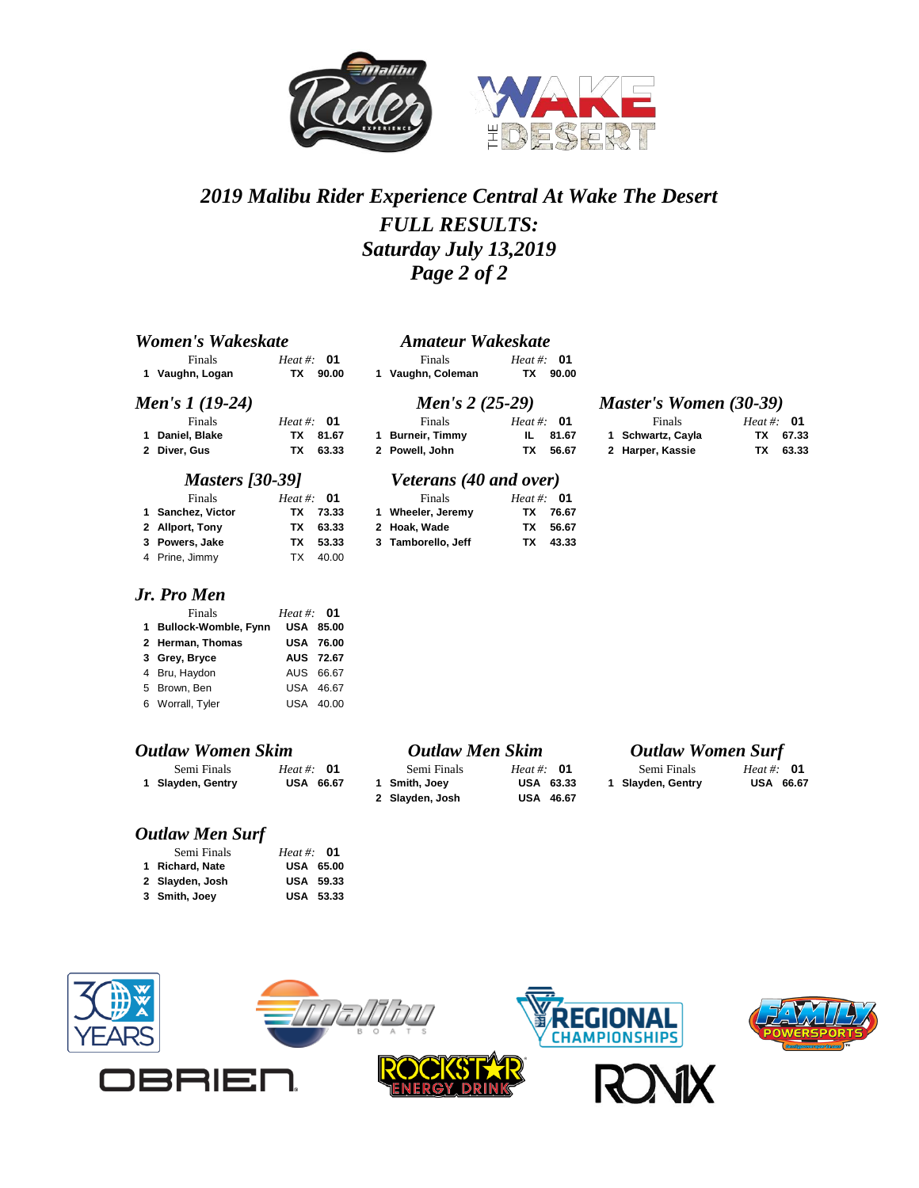# 2019 Malibu Rider Experience Central At Wake The Desert

## FULL RESULTS:

## Saturday July 13,2019

## Page 2 of 2

### Women's Wakeskate

| Finals | | *Heat #:* **01** | |
|---|---|---|---|
| 1 | **Vaughn, Logan** | **TX** | **90.00** |

### Amateur Wakeskate

| Finals | | *Heat #:* **01** | |
|---|---|---|---|
| 1 | **Vaughn, Coleman** | **TX** | **90.00** |

### Men's 1 (19-24)

| Finals | | *Heat #:* **01** | |
|---|---|---|---|
| 1 | **Daniel, Blake** | **TX** | **81.67** |
| 2 | **Diver, Gus** | **TX** | **63.33** |

### Men's 2 (25-29)

| Finals | | *Heat #:* **01** | |
|---|---|---|---|
| 1 | **Burneir, Timmy** | **IL** | **81.67** |
| 2 | **Powell, John** | **TX** | **56.67** |

### Master's Women (30-39)

| Finals | | *Heat #:* **01** | |
|---|---|---|---|
| 1 | **Schwartz, Cayla** | **TX** | **67.33** |
| 2 | **Harper, Kassie** | **TX** | **63.33** |

### Masters [30-39]

| Finals | | *Heat #:* **01** | |
|---|---|---|---|
| 1 | **Sanchez, Victor** | **TX** | **73.33** |
| 2 | **Allport, Tony** | **TX** | **63.33** |
| 3 | **Powers, Jake** | **TX** | **53.33** |
| 4 | Prine, Jimmy | TX | 40.00 |

### Veterans (40 and over)

| Finals | | *Heat #:* **01** | |
|---|---|---|---|
| 1 | **Wheeler, Jeremy** | **TX** | **76.67** |
| 2 | **Hoak, Wade** | **TX** | **56.67** |
| 3 | **Tamborello, Jeff** | **TX** | **43.33** |

### Jr. Pro Men

| Finals | | *Heat #:* **01** | |
|---|---|---|---|
| 1 | **Bullock-Womble, Fynn** | **USA** | **85.00** |
| 2 | **Herman, Thomas** | **USA** | **76.00** |
| 3 | **Grey, Bryce** | **AUS** | **72.67** |
| 4 | Bru, Haydon | AUS | 66.67 |
| 5 | Brown, Ben | USA | 46.67 |
| 6 | Worrall, Tyler | USA | 40.00 |

### Outlaw Women Skim

| Semi Finals | | *Heat #:* **01** | |
|---|---|---|---|
| 1 | **Slayden, Gentry** | **USA** | **66.67** |

### Outlaw Men Skim

| Semi Finals | | *Heat #:* **01** | |
|---|---|---|---|
| 1 | **Smith, Joey** | **USA** | **63.33** |
| 2 | **Slayden, Josh** | **USA** | **46.67** |

### Outlaw Women Surf

| Semi Finals | | *Heat #:* **01** | |
|---|---|---|---|
| 1 | **Slayden, Gentry** | **USA** | **66.67** |

### Outlaw Men Surf

| Semi Finals | | *Heat #:* **01** | |
|---|---|---|---|
| 1 | **Richard, Nate** | **USA** | **65.00** |
| 2 | **Slayden, Josh** | **USA** | **59.33** |
| 3 | **Smith, Joey** | **USA** | **53.33** |